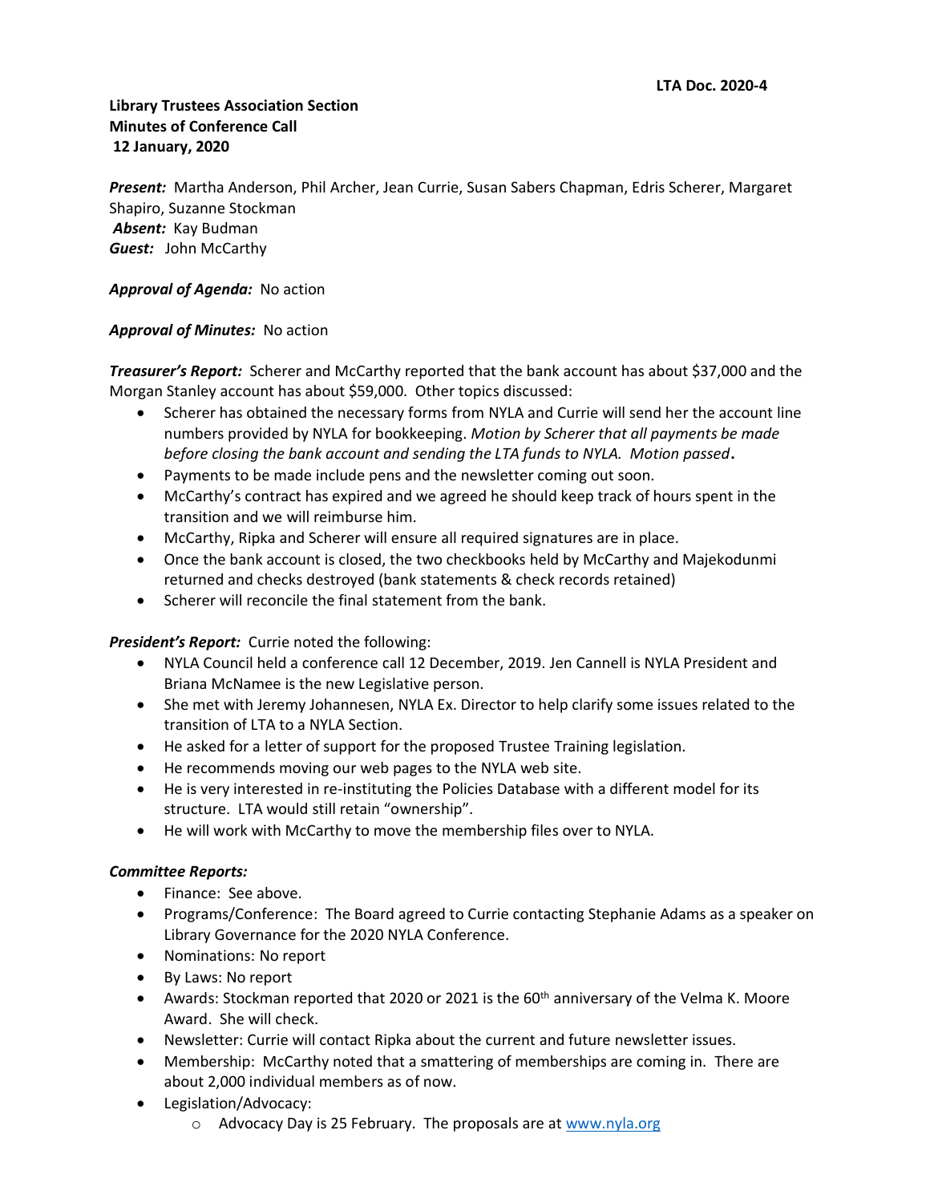**LTA Doc. 2020-4**

**Library Trustees Association Section**
**Minutes of Conference Call**
**12 January, 2020**

***Present:*** Martha Anderson, Phil Archer, Jean Currie, Susan Sabers Chapman, Edris Scherer, Margaret Shapiro, Suzanne Stockman
***Absent:*** Kay Budman
***Guest:*** John McCarthy

***Approval of Agenda:*** No action

***Approval of Minutes:*** No action

***Treasurer's Report:*** Scherer and McCarthy reported that the bank account has about $37,000 and the Morgan Stanley account has about $59,000. Other topics discussed:

- Scherer has obtained the necessary forms from NYLA and Currie will send her the account line numbers provided by NYLA for bookkeeping. *Motion by Scherer that all payments be made before closing the bank account and sending the LTA funds to NYLA. Motion passed*.
- Payments to be made include pens and the newsletter coming out soon.
- McCarthy's contract has expired and we agreed he should keep track of hours spent in the transition and we will reimburse him.
- McCarthy, Ripka and Scherer will ensure all required signatures are in place.
- Once the bank account is closed, the two checkbooks held by McCarthy and Majekodunmi returned and checks destroyed (bank statements & check records retained)
- Scherer will reconcile the final statement from the bank.

***President's Report:*** Currie noted the following:

- NYLA Council held a conference call 12 December, 2019. Jen Cannell is NYLA President and Briana McNamee is the new Legislative person.
- She met with Jeremy Johannesen, NYLA Ex. Director to help clarify some issues related to the transition of LTA to a NYLA Section.
- He asked for a letter of support for the proposed Trustee Training legislation.
- He recommends moving our web pages to the NYLA web site.
- He is very interested in re-instituting the Policies Database with a different model for its structure. LTA would still retain "ownership".
- He will work with McCarthy to move the membership files over to NYLA.

***Committee Reports:***

- Finance: See above.
- Programs/Conference: The Board agreed to Currie contacting Stephanie Adams as a speaker on Library Governance for the 2020 NYLA Conference.
- Nominations: No report
- By Laws: No report
- Awards: Stockman reported that 2020 or 2021 is the 60th anniversary of the Velma K. Moore Award. She will check.
- Newsletter: Currie will contact Ripka about the current and future newsletter issues.
- Membership: McCarthy noted that a smattering of memberships are coming in. There are about 2,000 individual members as of now.
- Legislation/Advocacy:
  - Advocacy Day is 25 February. The proposals are at www.nyla.org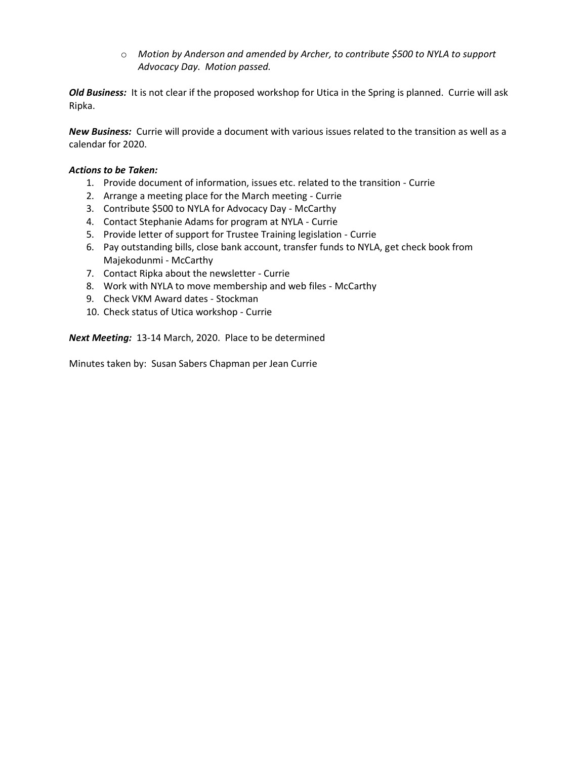- *Motion by Anderson and amended by Archer, to contribute $500 to NYLA to support Advocacy Day. Motion passed.*

***Old Business:*** It is not clear if the proposed workshop for Utica in the Spring is planned. Currie will ask Ripka.

***New Business:*** Currie will provide a document with various issues related to the transition as well as a calendar for 2020.

***Actions to be Taken:***

1. Provide document of information, issues etc. related to the transition - Currie
2. Arrange a meeting place for the March meeting - Currie
3. Contribute $500 to NYLA for Advocacy Day - McCarthy
4. Contact Stephanie Adams for program at NYLA - Currie
5. Provide letter of support for Trustee Training legislation - Currie
6. Pay outstanding bills, close bank account, transfer funds to NYLA, get check book from Majekodunmi - McCarthy
7. Contact Ripka about the newsletter - Currie
8. Work with NYLA to move membership and web files - McCarthy
9. Check VKM Award dates - Stockman
10. Check status of Utica workshop - Currie

***Next Meeting:*** 13-14 March, 2020. Place to be determined

Minutes taken by: Susan Sabers Chapman per Jean Currie